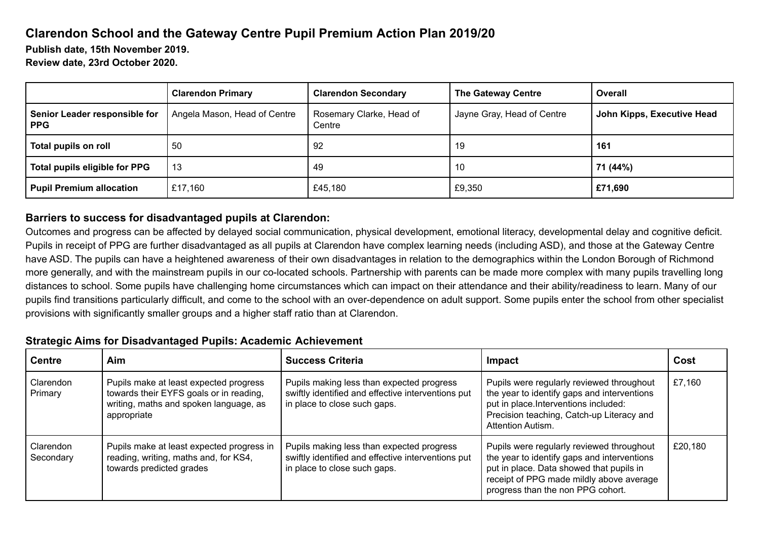# Clarendon School and the Gateway Centre Pupil Premium Action Plan 2019/20

**Publish date, 15th November 2019.**
**Review date, 23rd October 2020.**

| | Clarendon Primary | Clarendon Secondary | The Gateway Centre | Overall |
|---|---|---|---|---|
| **Senior Leader responsible for PPG** | Angela Mason, Head of Centre | Rosemary Clarke, Head of Centre | Jayne Gray, Head of Centre | **John Kipps, Executive Head** |
| **Total pupils on roll** | 50 | 92 | 19 | **161** |
| **Total pupils eligible for PPG** | 13 | 49 | 10 | **71 (44%)** |
| **Pupil Premium allocation** | £17,160 | £45,180 | £9,350 | **£71,690** |

## Barriers to success for disadvantaged pupils at Clarendon:

Outcomes and progress can be affected by delayed social communication, physical development, emotional literacy, developmental delay and cognitive deficit. Pupils in receipt of PPG are further disadvantaged as all pupils at Clarendon have complex learning needs (including ASD), and those at the Gateway Centre have ASD. The pupils can have a heightened awareness of their own disadvantages in relation to the demographics within the London Borough of Richmond more generally, and with the mainstream pupils in our co-located schools. Partnership with parents can be made more complex with many pupils travelling long distances to school. Some pupils have challenging home circumstances which can impact on their attendance and their ability/readiness to learn. Many of our pupils find transitions particularly difficult, and come to the school with an over-dependence on adult support. Some pupils enter the school from other specialist provisions with significantly smaller groups and a higher staff ratio than at Clarendon.

## Strategic Aims for Disadvantaged Pupils: Academic Achievement

| Centre | Aim | Success Criteria | Impact | Cost |
|---|---|---|---|---|
| Clarendon Primary | Pupils make at least expected progress towards their EYFS goals or in reading, writing, maths and spoken language, as appropriate | Pupils making less than expected progress swiftly identified and effective interventions put in place to close such gaps. | Pupils were regularly reviewed throughout the year to identify gaps and interventions put in place.Interventions included: Precision teaching, Catch-up Literacy and Attention Autism. | £7,160 |
| Clarendon Secondary | Pupils make at least expected progress in reading, writing, maths and, for KS4, towards predicted grades | Pupils making less than expected progress swiftly identified and effective interventions put in place to close such gaps. | Pupils were regularly reviewed throughout the year to identify gaps and interventions put in place. Data showed that pupils in receipt of PPG made mildly above average progress than the non PPG cohort. | £20,180 |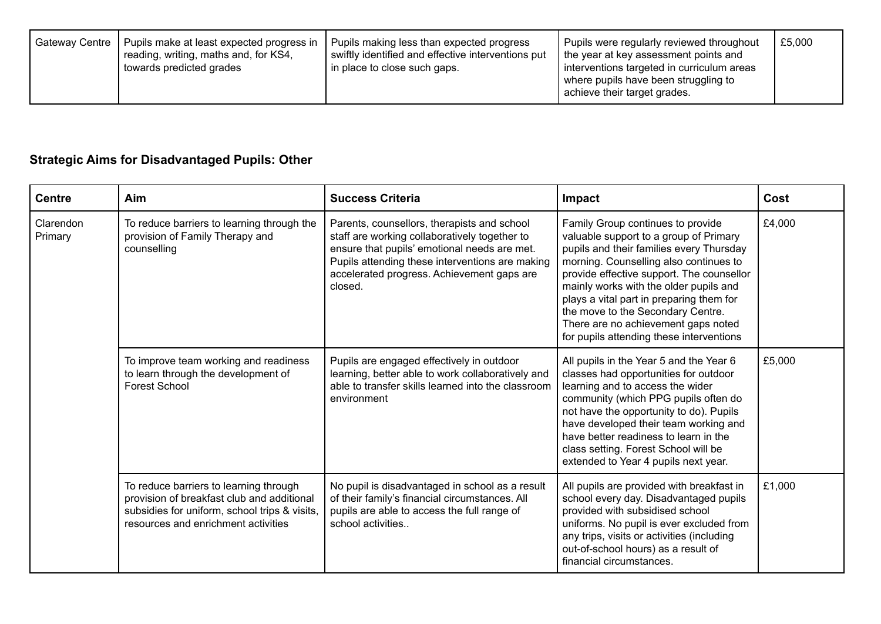| | | | | |
|---|---|---|---|---|
| Gateway Centre | Pupils make at least expected progress in reading, writing, maths and, for KS4, towards predicted grades | Pupils making less than expected progress swiftly identified and effective interventions put in place to close such gaps. | Pupils were regularly reviewed throughout the year at key assessment points and interventions targeted in curriculum areas where pupils have been struggling to achieve their target grades. | £5,000 |

**Strategic Aims for Disadvantaged Pupils: Other**

| Centre | Aim | Success Criteria | Impact | Cost |
|---|---|---|---|---|
| Clarendon Primary | To reduce barriers to learning through the provision of Family Therapy and counselling | Parents, counsellors, therapists and school staff are working collaboratively together to ensure that pupils' emotional needs are met. Pupils attending these interventions are making accelerated progress. Achievement gaps are closed. | Family Group continues to provide valuable support to a group of Primary pupils and their families every Thursday morning. Counselling also continues to provide effective support. The counsellor mainly works with the older pupils and plays a vital part in preparing them for the move to the Secondary Centre. There are no achievement gaps noted for pupils attending these interventions | £4,000 |
| | To improve team working and readiness to learn through the development of Forest School | Pupils are engaged effectively in outdoor learning, better able to work collaboratively and able to transfer skills learned into the classroom environment | All pupils in the Year 5 and the Year 6 classes had opportunities for outdoor learning and to access the wider community (which PPG pupils often do not have the opportunity to do). Pupils have developed their team working and have better readiness to learn in the class setting. Forest School will be extended to Year 4 pupils next year. | £5,000 |
| | To reduce barriers to learning through provision of breakfast club and additional subsidies for uniform, school trips & visits, resources and enrichment activities | No pupil is disadvantaged in school as a result of their family's financial circumstances. All pupils are able to access the full range of school activities.. | All pupils are provided with breakfast in school every day. Disadvantaged pupils provided with subsidised school uniforms. No pupil is ever excluded from any trips, visits or activities (including out-of-school hours) as a result of financial circumstances. | £1,000 |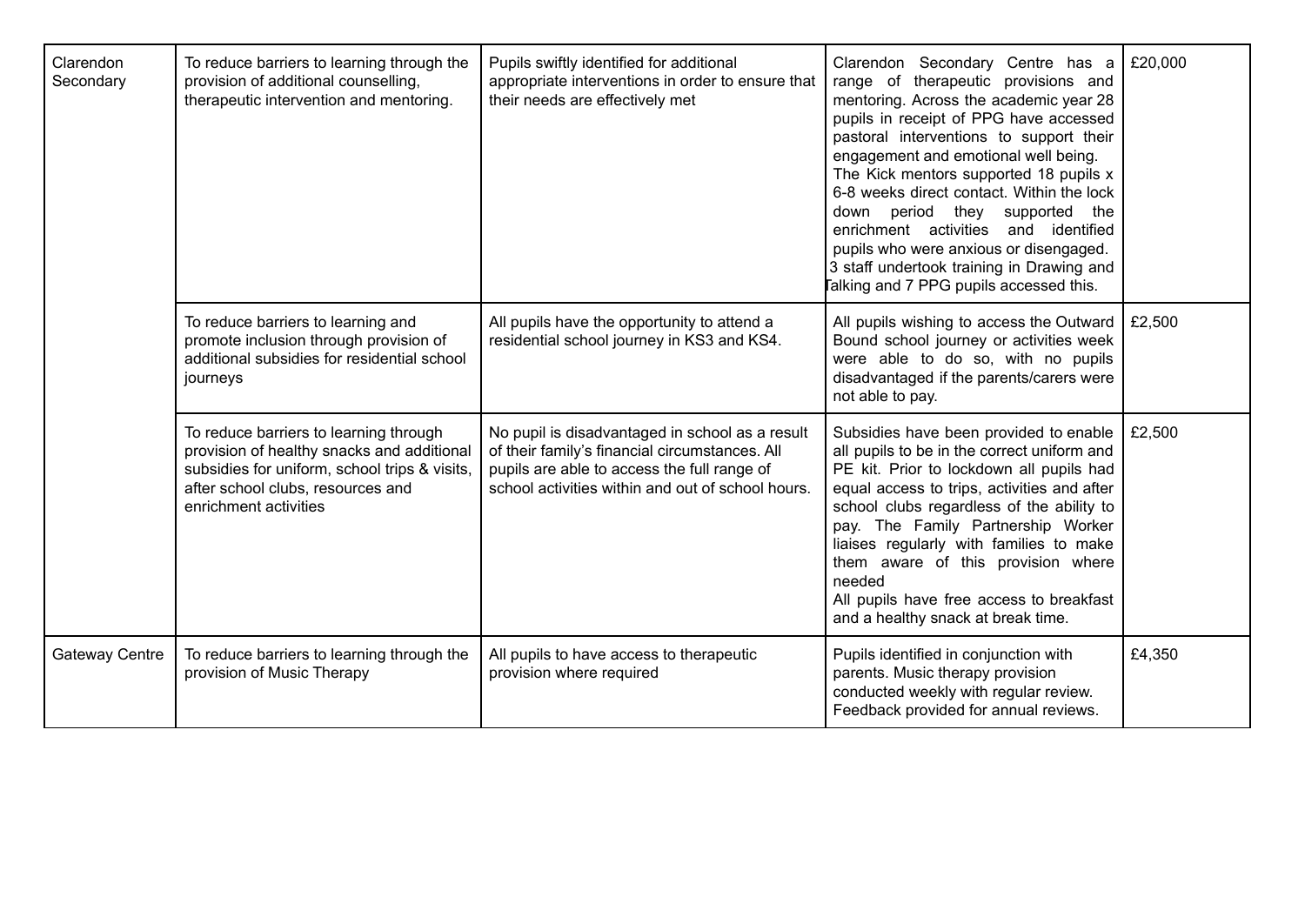| | | | | |
|---|---|---|---|---|
| Clarendon Secondary | To reduce barriers to learning through the provision of additional counselling, therapeutic intervention and mentoring. | Pupils swiftly identified for additional appropriate interventions in order to ensure that their needs are effectively met | Clarendon Secondary Centre has a range of therapeutic provisions and mentoring. Across the academic year 28 pupils in receipt of PPG have accessed pastoral interventions to support their engagement and emotional well being. The Kick mentors supported 18 pupils x 6-8 weeks direct contact. Within the lock down period they supported the enrichment activities and identified pupils who were anxious or disengaged. 3 staff undertook training in Drawing and Talking and 7 PPG pupils accessed this. | £20,000 |
| | To reduce barriers to learning and promote inclusion through provision of additional subsidies for residential school journeys | All pupils have the opportunity to attend a residential school journey in KS3 and KS4. | All pupils wishing to access the Outward Bound school journey or activities week were able to do so, with no pupils disadvantaged if the parents/carers were not able to pay. | £2,500 |
| | To reduce barriers to learning through provision of healthy snacks and additional subsidies for uniform, school trips & visits, after school clubs, resources and enrichment activities | No pupil is disadvantaged in school as a result of their family's financial circumstances. All pupils are able to access the full range of school activities within and out of school hours. | Subsidies have been provided to enable all pupils to be in the correct uniform and PE kit. Prior to lockdown all pupils had equal access to trips, activities and after school clubs regardless of the ability to pay. The Family Partnership Worker liaises regularly with families to make them aware of this provision where needed<br>All pupils have free access to breakfast and a healthy snack at break time. | £2,500 |
| Gateway Centre | To reduce barriers to learning through the provision of Music Therapy | All pupils to have access to therapeutic provision where required | Pupils identified in conjunction with parents. Music therapy provision conducted weekly with regular review. Feedback provided for annual reviews. | £4,350 |